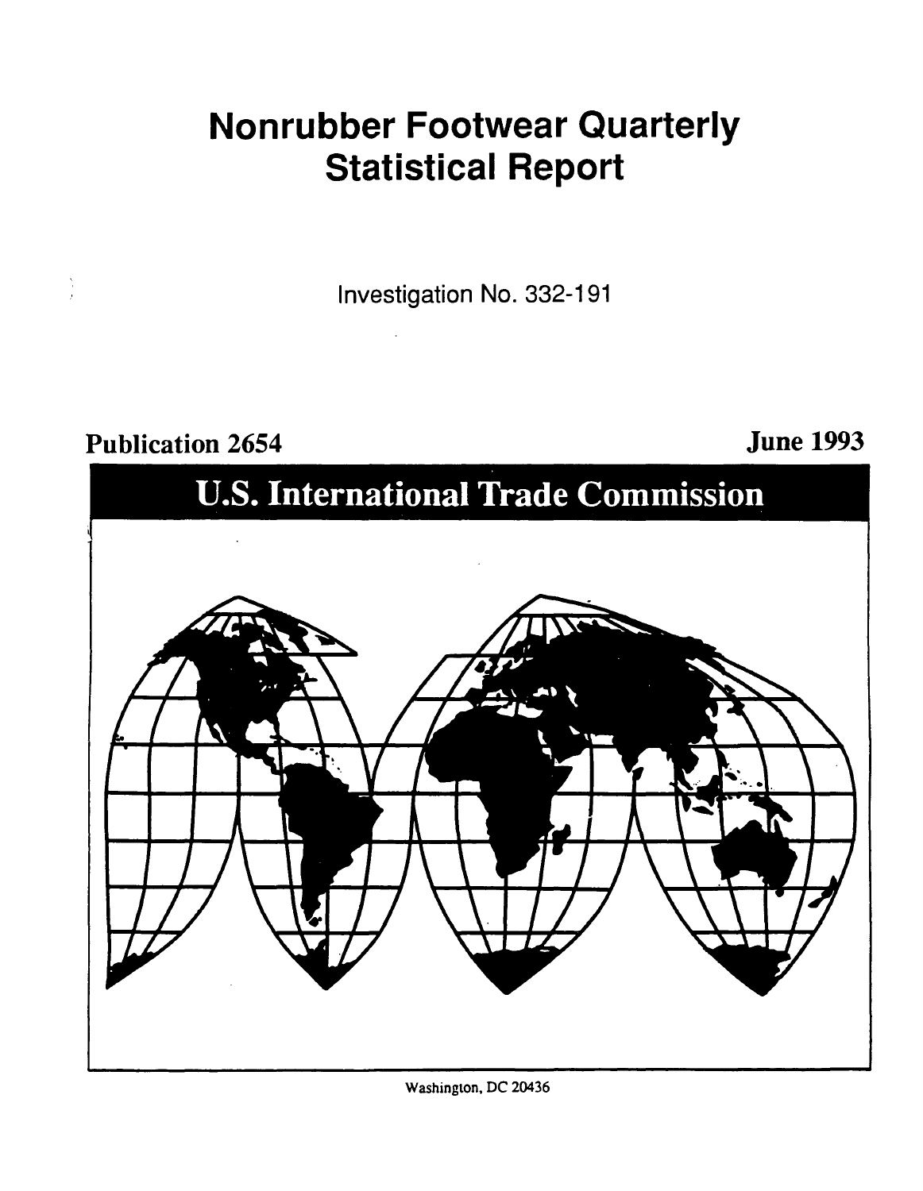# Nonrubber Footwear Quarterly Statistical Report

Investigation No. 332-191

**Publication 2654** **June 1993**

## U.S. International Trade Commission

Washington, DC 20436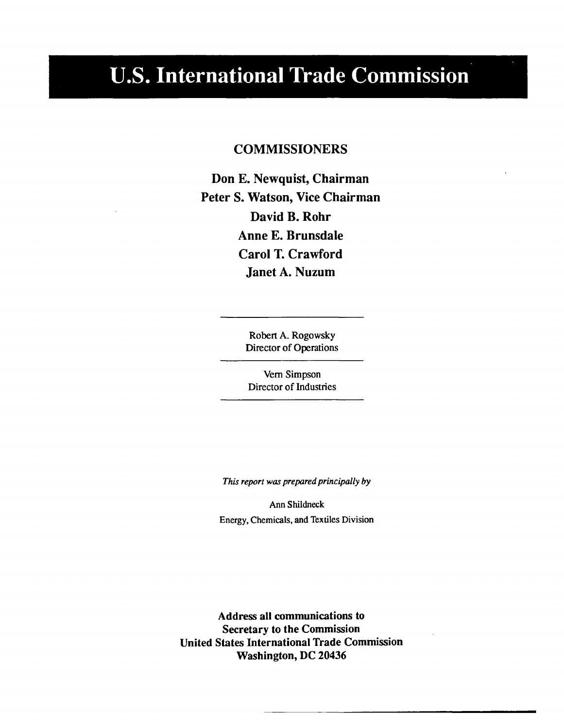# U.S. International Trade Commission

## COMMISSIONERS

**Don E. Newquist, Chairman**
**Peter S. Watson, Vice Chairman**
**David B. Rohr**
**Anne E. Brunsdale**
**Carol T. Crawford**
**Janet A. Nuzum**

---

Robert A. Rogowsky
Director of Operations

---

Vern Simpson
Director of Industries

---

*This report was prepared principally by*

Ann Shildneck
Energy, Chemicals, and Textiles Division

**Address all communications to**
**Secretary to the Commission**
**United States International Trade Commission**
**Washington, DC 20436**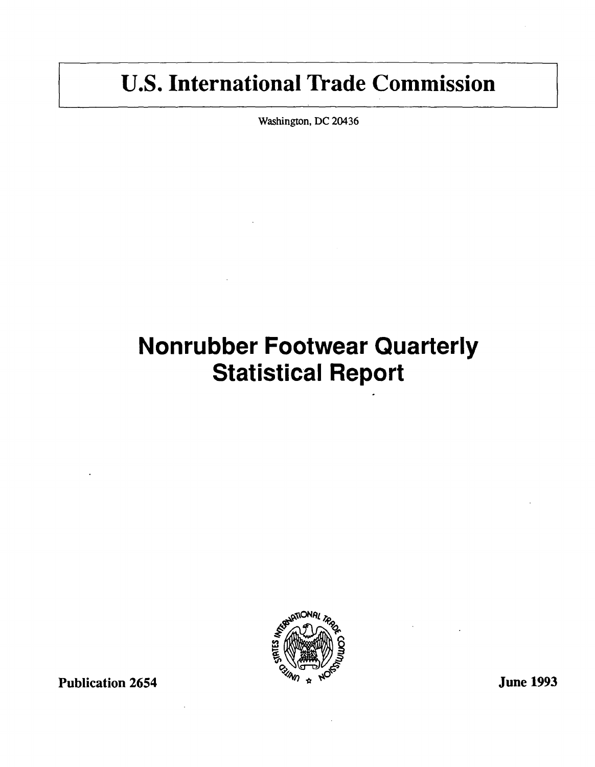# U.S. International Trade Commission

Washington, DC 20436

# Nonrubber Footwear Quarterly Statistical Report

Publication 2654

June 1993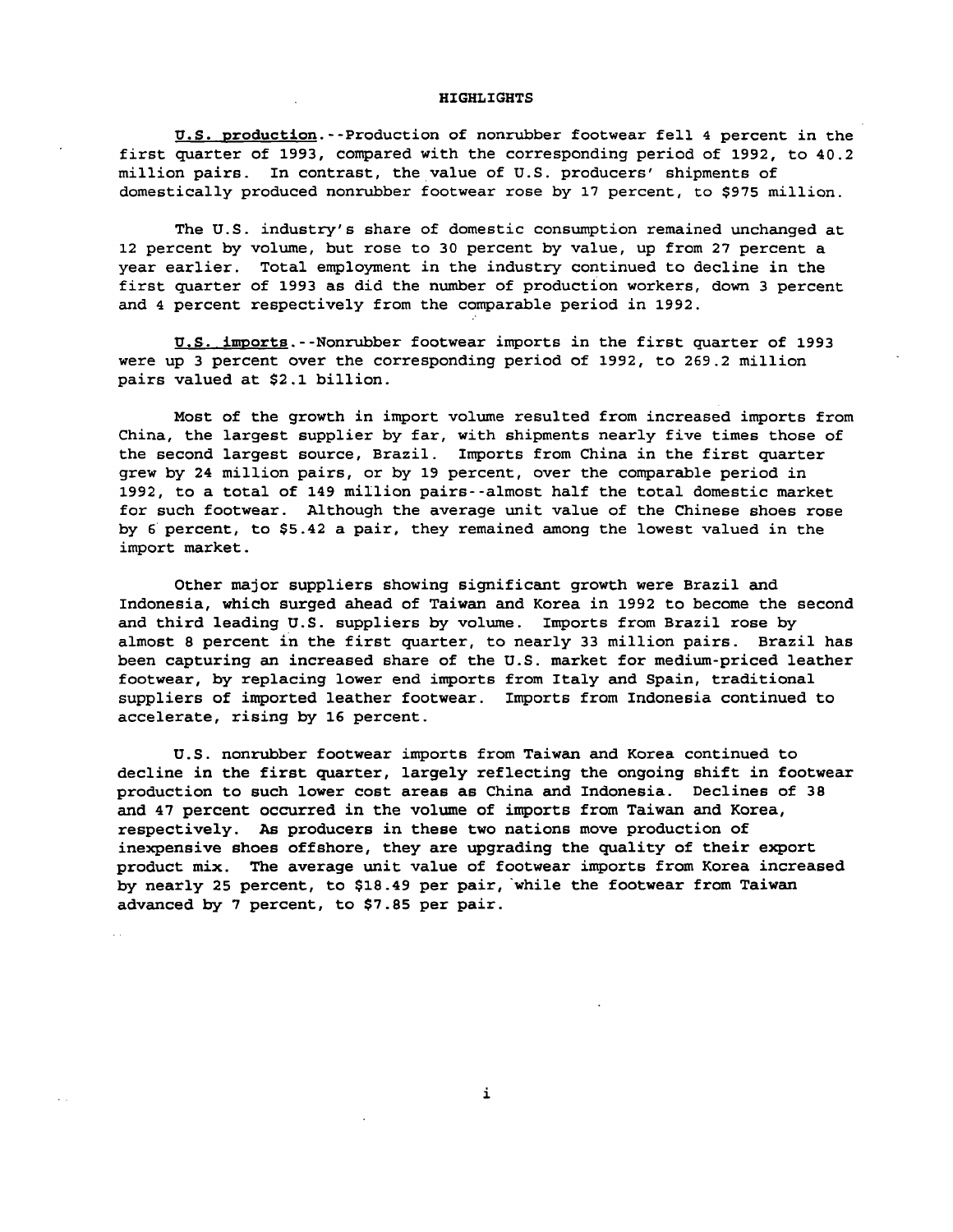# HIGHLIGHTS

**U.S. production**.--Production of nonrubber footwear fell 4 percent in the first quarter of 1993, compared with the corresponding period of 1992, to 40.2 million pairs. In contrast, the value of U.S. producers' shipments of domestically produced nonrubber footwear rose by 17 percent, to $975 million.

The U.S. industry's share of domestic consumption remained unchanged at 12 percent by volume, but rose to 30 percent by value, up from 27 percent a year earlier. Total employment in the industry continued to decline in the first quarter of 1993 as did the number of production workers, down 3 percent and 4 percent respectively from the comparable period in 1992.

**U.S. imports**.--Nonrubber footwear imports in the first quarter of 1993 were up 3 percent over the corresponding period of 1992, to 269.2 million pairs valued at $2.1 billion.

Most of the growth in import volume resulted from increased imports from China, the largest supplier by far, with shipments nearly five times those of the second largest source, Brazil. Imports from China in the first quarter grew by 24 million pairs, or by 19 percent, over the comparable period in 1992, to a total of 149 million pairs--almost half the total domestic market for such footwear. Although the average unit value of the Chinese shoes rose by 6 percent, to $5.42 a pair, they remained among the lowest valued in the import market.

Other major suppliers showing significant growth were Brazil and Indonesia, which surged ahead of Taiwan and Korea in 1992 to become the second and third leading U.S. suppliers by volume. Imports from Brazil rose by almost 8 percent in the first quarter, to nearly 33 million pairs. Brazil has been capturing an increased share of the U.S. market for medium-priced leather footwear, by replacing lower end imports from Italy and Spain, traditional suppliers of imported leather footwear. Imports from Indonesia continued to accelerate, rising by 16 percent.

U.S. nonrubber footwear imports from Taiwan and Korea continued to decline in the first quarter, largely reflecting the ongoing shift in footwear production to such lower cost areas as China and Indonesia. Declines of 38 and 47 percent occurred in the volume of imports from Taiwan and Korea, respectively. As producers in these two nations move production of inexpensive shoes offshore, they are upgrading the quality of their export product mix. The average unit value of footwear imports from Korea increased by nearly 25 percent, to $18.49 per pair, while the footwear from Taiwan advanced by 7 percent, to $7.85 per pair.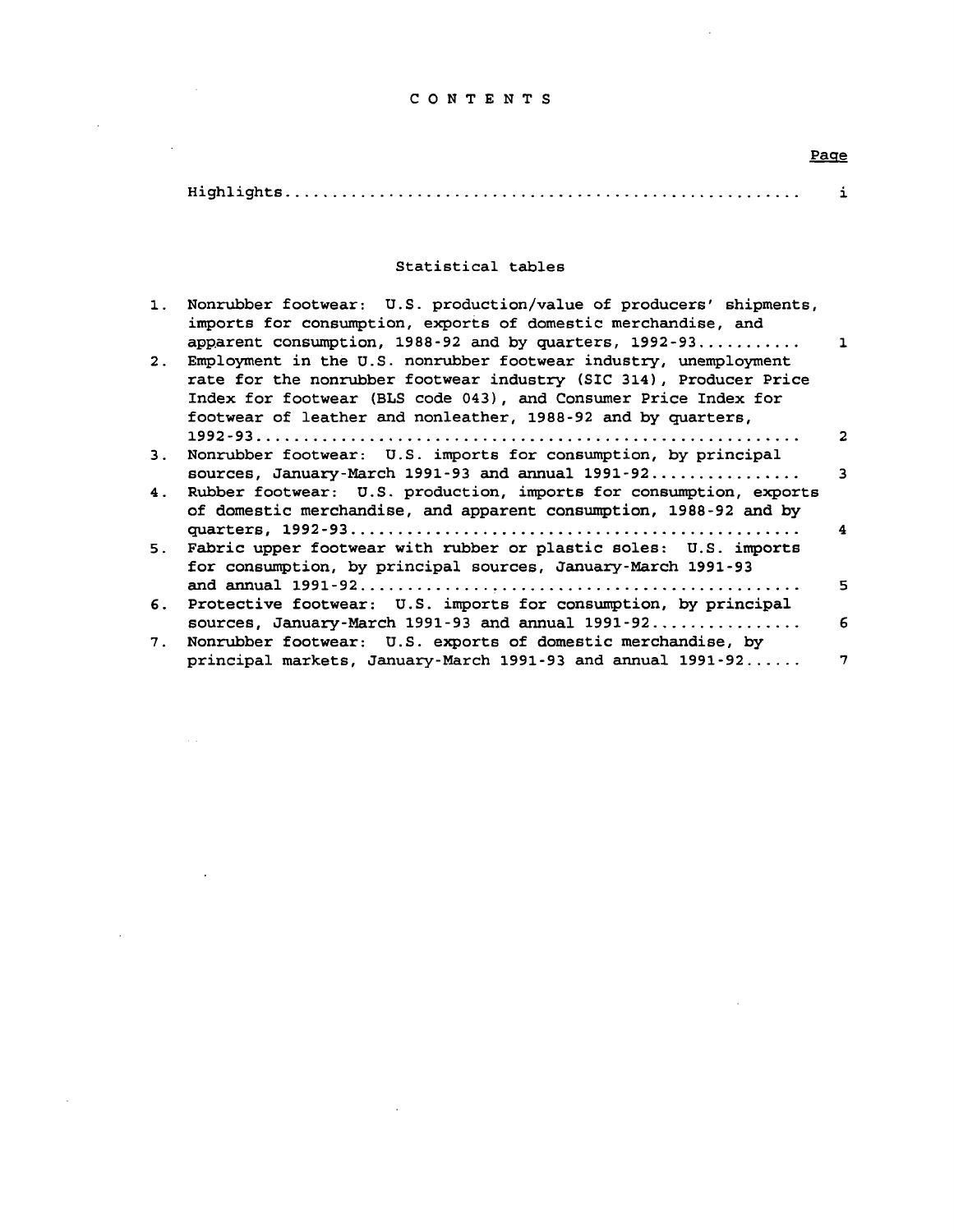# CONTENTS

Page

Highlights ..................................................... i

## Statistical tables

1. Nonrubber footwear: U.S. production/value of producers' shipments, imports for consumption, exports of domestic merchandise, and apparent consumption, 1988-92 and by quarters, 1992-93 ........... 1
2. Employment in the U.S. nonrubber footwear industry, unemployment rate for the nonrubber footwear industry (SIC 314), Producer Price Index for footwear (BLS code 043), and Consumer Price Index for footwear of leather and nonleather, 1988-92 and by quarters, 1992-93 ........................................................ 2
3. Nonrubber footwear: U.S. imports for consumption, by principal sources, January-March 1991-93 and annual 1991-92 ................ 3
4. Rubber footwear: U.S. production, imports for consumption, exports of domestic merchandise, and apparent consumption, 1988-92 and by quarters, 1992-93 ............................................... 4
5. Fabric upper footwear with rubber or plastic soles: U.S. imports for consumption, by principal sources, January-March 1991-93 and annual 1991-92 ............................................... 5
6. Protective footwear: U.S. imports for consumption, by principal sources, January-March 1991-93 and annual 1991-92 ................ 6
7. Nonrubber footwear: U.S. exports of domestic merchandise, by principal markets, January-March 1991-93 and annual 1991-92 ...... 7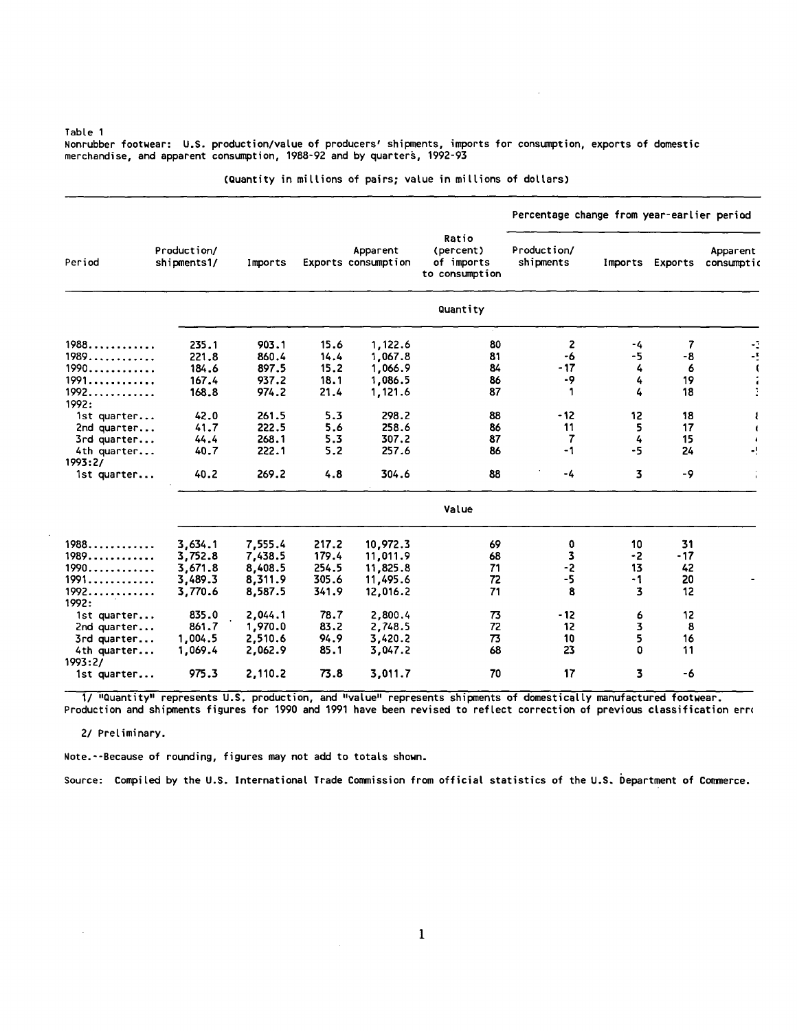Table 1
Nonrubber footwear: U.S. production/value of producers' shipments, imports for consumption, exports of domestic merchandise, and apparent consumption, 1988-92 and by quarters, 1992-93

(Quantity in millions of pairs; value in millions of dollars)

| Period | Production/ shipments1/ | Imports | Exports | Apparent consumption | Ratio (percent) of imports to consumption | Percentage change from year-earlier period | | | |
|---|---|---|---|---|---|---|---|---|---|
| | | | | | | Production/ shipments | Imports | Exports | Apparent consumptic |
| | | | | | Quantity | | | | |
| 1988............ | 235.1 | 903.1 | 15.6 | 1,122.6 | 80 | 2 | -4 | 7 | -: |
| 1989............ | 221.8 | 860.4 | 14.4 | 1,067.8 | 81 | -6 | -5 | -8 | -! |
| 1990............ | 184.6 | 897.5 | 15.2 | 1,066.9 | 84 | -17 | 4 | 6 | ( |
| 1991............ | 167.4 | 937.2 | 18.1 | 1,086.5 | 86 | -9 | 4 | 19 | : |
| 1992............ | 168.8 | 974.2 | 21.4 | 1,121.6 | 87 | 1 | 4 | 18 | : |
| 1992: | | | | | | | | | |
| 1st quarter... | 42.0 | 261.5 | 5.3 | 298.2 | 88 | -12 | 12 | 18 | ( |
| 2nd quarter... | 41.7 | 222.5 | 5.6 | 258.6 | 86 | 11 | 5 | 17 | ( |
| 3rd quarter... | 44.4 | 268.1 | 5.3 | 307.2 | 87 | 7 | 4 | 15 | ( |
| 4th quarter... | 40.7 | 222.1 | 5.2 | 257.6 | 86 | -1 | -5 | 24 | -! |
| 1993:2/ | | | | | | | | | |
| 1st quarter... | 40.2 | 269.2 | 4.8 | 304.6 | 88 | -4 | 3 | -9 | |
| | | | | | Value | | | | |
| 1988............ | 3,634.1 | 7,555.4 | 217.2 | 10,972.3 | 69 | 0 | 10 | 31 | |
| 1989............ | 3,752.8 | 7,438.5 | 179.4 | 11,011.9 | 68 | 3 | -2 | -17 | |
| 1990............ | 3,671.8 | 8,408.5 | 254.5 | 11,825.8 | 71 | -2 | 13 | 42 | |
| 1991............ | 3,489.3 | 8,311.9 | 305.6 | 11,495.6 | 72 | -5 | -1 | 20 | - |
| 1992............ | 3,770.6 | 8,587.5 | 341.9 | 12,016.2 | 71 | 8 | 3 | 12 | |
| 1992: | | | | | | | | | |
| 1st quarter... | 835.0 | 2,044.1 | 78.7 | 2,800.4 | 73 | -12 | 6 | 12 | |
| 2nd quarter... | 861.7 | 1,970.0 | 83.2 | 2,748.5 | 72 | 12 | 3 | 8 | |
| 3rd quarter... | 1,004.5 | 2,510.6 | 94.9 | 3,420.2 | 73 | 10 | 5 | 16 | |
| 4th quarter... | 1,069.4 | 2,062.9 | 85.1 | 3,047.2 | 68 | 23 | 0 | 11 | |
| 1993:2/ | | | | | | | | | |
| 1st quarter... | 975.3 | 2,110.2 | 73.8 | 3,011.7 | 70 | 17 | 3 | -6 | |

1/ "Quantity" represents U.S. production, and "value" represents shipments of domestically manufactured footwear. Production and shipments figures for 1990 and 1991 have been revised to reflect correction of previous classification err

2/ Preliminary.

Note.--Because of rounding, figures may not add to totals shown.

Source: Compiled by the U.S. International Trade Commission from official statistics of the U.S. Department of Commerce.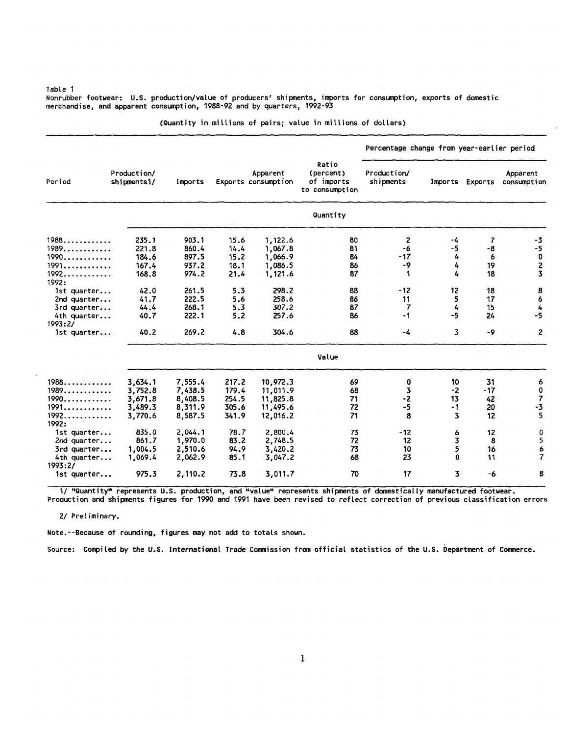Table 1
Nonrubber footwear: U.S. production/value of producers' shipments, imports for consumption, exports of domestic merchandise, and apparent consumption, 1988-92 and by quarters, 1992-93

(Quantity in millions of pairs; value in millions of dollars)

| Period | Production/ shipments1/ | Imports | Exports | Apparent consumption | Ratio (percent) of imports to consumption | Percentage change from year-earlier period | | | |
|---|---|---|---|---|---|---|---|---|---|
| | | | | | | Production/ shipments | Imports | Exports | Apparent consumption |
| | | | | | Quantity | | | | |
| 1988 | 235.1 | 903.1 | 15.6 | 1,122.6 | 80 | 2 | -4 | 7 | -3 |
| 1989 | 221.8 | 860.4 | 14.4 | 1,067.8 | 81 | -6 | -5 | -8 | -5 |
| 1990 | 184.6 | 897.5 | 15.2 | 1,066.9 | 84 | -17 | 4 | 6 | 0 |
| 1991 | 167.4 | 937.2 | 18.1 | 1,086.5 | 86 | -9 | 4 | 19 | 2 |
| 1992 | 168.8 | 974.2 | 21.4 | 1,121.6 | 87 | 1 | 4 | 18 | 3 |
| 1992: | | | | | | | | | |
| 1st quarter | 42.0 | 261.5 | 5.3 | 298.2 | 88 | -12 | 12 | 18 | 8 |
| 2nd quarter | 41.7 | 222.5 | 5.6 | 258.6 | 86 | 11 | 5 | 17 | 6 |
| 3rd quarter | 44.4 | 268.1 | 5.3 | 307.2 | 87 | 7 | 4 | 15 | 4 |
| 4th quarter | 40.7 | 222.1 | 5.2 | 257.6 | 86 | -1 | -5 | 24 | -5 |
| 1993:2/ | | | | | | | | | |
| 1st quarter | 40.2 | 269.2 | 4.8 | 304.6 | 88 | -4 | 3 | -9 | 2 |
| | | | | | Value | | | | |
| 1988 | 3,634.1 | 7,555.4 | 217.2 | 10,972.3 | 69 | 0 | 10 | 31 | 6 |
| 1989 | 3,752.8 | 7,438.5 | 179.4 | 11,011.9 | 68 | 3 | -2 | -17 | 0 |
| 1990 | 3,671.8 | 8,408.5 | 254.5 | 11,825.8 | 71 | -2 | 13 | 42 | 7 |
| 1991 | 3,489.3 | 8,311.9 | 305.6 | 11,495.6 | 72 | -5 | -1 | 20 | -3 |
| 1992 | 3,770.6 | 8,587.5 | 341.9 | 12,016.2 | 71 | 8 | 3 | 12 | 5 |
| 1992: | | | | | | | | | |
| 1st quarter | 835.0 | 2,044.1 | 78.7 | 2,800.4 | 73 | -12 | 6 | 12 | 0 |
| 2nd quarter | 861.7 | 1,970.0 | 83.2 | 2,748.5 | 72 | 12 | 3 | 8 | 5 |
| 3rd quarter | 1,004.5 | 2,510.6 | 94.9 | 3,420.2 | 73 | 10 | 5 | 16 | 6 |
| 4th quarter | 1,069.4 | 2,062.9 | 85.1 | 3,047.2 | 68 | 23 | 0 | 11 | 7 |
| 1993:2/ | | | | | | | | | |
| 1st quarter | 975.3 | 2,110.2 | 73.8 | 3,011.7 | 70 | 17 | 3 | -6 | 8 |

1/ "Quantity" represents U.S. production, and "value" represents shipments of domestically manufactured footwear. Production and shipments figures for 1990 and 1991 have been revised to reflect correction of previous classification errors

2/ Preliminary.

Note.--Because of rounding, figures may not add to totals shown.

Source: Compiled by the U.S. International Trade Commission from official statistics of the U.S. Department of Commerce.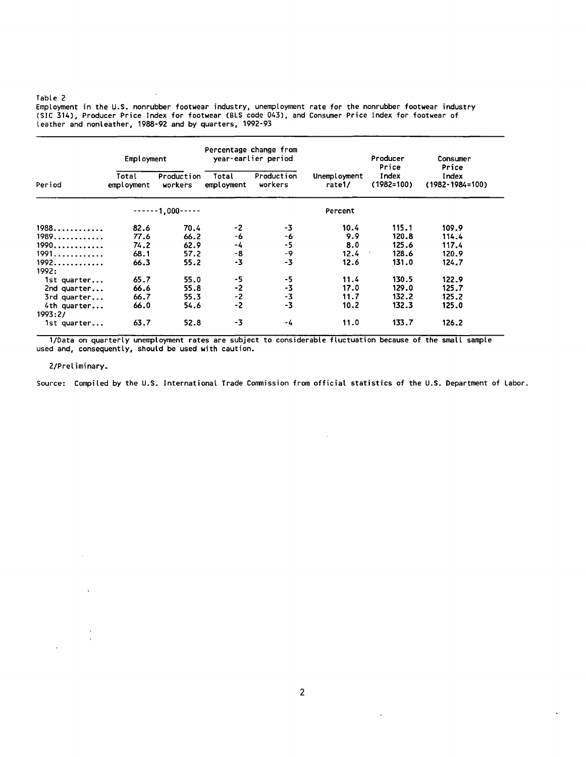Table 2

Employment in the U.S. nonrubber footwear industry, unemployment rate for the nonrubber footwear industry (SIC 314), Producer Price Index for footwear (BLS code 043), and Consumer Price Index for footwear of leather and nonleather, 1988-92 and by quarters, 1992-93

| Period | Employment | | Percentage change from year-earlier period | | Unemployment rate1/ | Producer Price Index (1982=100) | Consumer Price Index (1982-1984=100) |
|---|---|---|---|---|---|---|---|
| | Total employment | Production workers | Total employment | Production workers | | | |
| | ------1,000----- | | | | Percent | | |
| 1988............ | 82.6 | 70.4 | -2 | -3 | 10.4 | 115.1 | 109.9 |
| 1989............ | 77.6 | 66.2 | -6 | -6 | 9.9 | 120.8 | 114.4 |
| 1990............ | 74.2 | 62.9 | -4 | -5 | 8.0 | 125.6 | 117.4 |
| 1991............ | 68.1 | 57.2 | -8 | -9 | 12.4 | 128.6 | 120.9 |
| 1992............ | 66.3 | 55.2 | -3 | -3 | 12.6 | 131.0 | 124.7 |
| 1992: | | | | | | | |
| 1st quarter... | 65.7 | 55.0 | -5 | -5 | 11.4 | 130.5 | 122.9 |
| 2nd quarter... | 66.6 | 55.8 | -2 | -3 | 17.0 | 129.0 | 125.7 |
| 3rd quarter... | 66.7 | 55.3 | -2 | -3 | 11.7 | 132.2 | 125.2 |
| 4th quarter... | 66.0 | 54.6 | -2 | -3 | 10.2 | 132.3 | 125.0 |
| 1993:2/ | | | | | | | |
| 1st quarter... | 63.7 | 52.8 | -3 | -4 | 11.0 | 133.7 | 126.2 |

1/Data on quarterly unemployment rates are subject to considerable fluctuation because of the small sample used and, consequently, should be used with caution.

2/Preliminary.

Source: Compiled by the U.S. International Trade Commission from official statistics of the U.S. Department of Labor.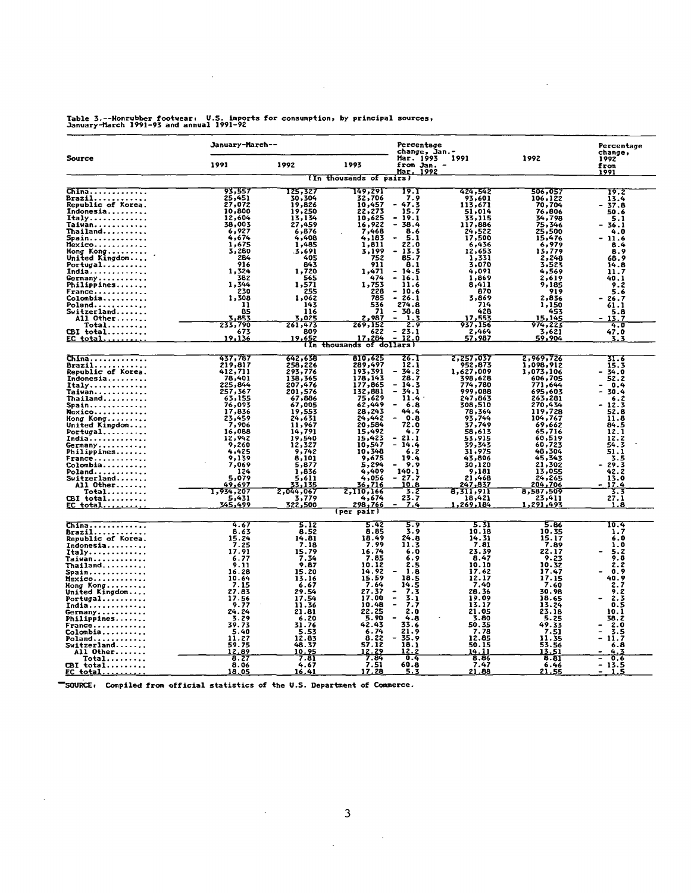Table 3.--Nonrubber footwear: U.S. imports for consumption, by principal sources, January-March 1991-93 and annual 1991-92

| Source | January-March-- 1991 | 1992 | 1993 | Percentage change, Jan.-Mar. 1993 from Jan.-Mar. 1992 | 1991 | 1992 | Percentage change, 1992 from 1991 |
|---|---|---|---|---|---|---|---|
| | | | (In thousands of pairs) | | | | |
| China | 93,557 | 125,327 | 149,291 | 19.1 | 424,542 | 506,057 | 19.2 |
| Brazil | 25,451 | 30,304 | 32,706 | 7.9 | 93,601 | 106,122 | 13.4 |
| Republic of Korea | 27,072 | 19,826 | 10,457 | - 47.3 | 113,671 | 70,704 | - 37.8 |
| Indonesia | 10,800 | 19,250 | 22,273 | 15.7 | 51,014 | 76,806 | 50.6 |
| Italy | 12,604 | 13,134 | 10,625 | - 19.1 | 33,115 | 34,798 | 5.1 |
| Taiwan | 38,003 | 27,459 | 16,922 | - 38.4 | 117,886 | 75,346 | - 36.1 |
| Thailand | 6,927 | 6,876 | 7,468 | 8.6 | 24,522 | 25,500 | 4.0 |
| Spain | 4,674 | 4,408 | 4,183 | - 5.1 | 17,500 | 15,476 | - 11.6 |
| Mexico | 1,675 | 1,485 | 1,811 | 22.0 | 6,436 | 6,979 | 8.4 |
| Hong Kong | 3,280 | 3,691 | 3,199 | - 13.3 | 12,653 | 13,779 | 8.9 |
| United Kingdom | 284 | 405 | 752 | 85.7 | 1,331 | 2,248 | 68.9 |
| Portugal | 916 | 843 | 911 | 8.1 | 3,070 | 3,523 | 14.8 |
| India | 1,324 | 1,720 | 1,471 | - 14.5 | 4,091 | 4,569 | 11.7 |
| Germany | 382 | 565 | 474 | - 16.1 | 1,869 | 2,619 | 40.1 |
| Philippines | 1,344 | 1,571 | 1,753 | 11.6 | 8,411 | 9,185 | 9.2 |
| France | 230 | 255 | 228 | - 10.6 | 870 | 919 | 5.6 |
| Colombia | 1,308 | 1,062 | 785 | - 26.1 | 3,869 | 2,836 | - 26.7 |
| Poland | 11 | 143 | 536 | 274.8 | 714 | 1,150 | 61.1 |
| Switzerland | 85 | 116 | 71 | - 38.8 | 428 | 453 | 5.8 |
| All Other | 3,853 | 3,025 | 2,987 | - 1.3 | 17,553 | 15,145 | - 13.7 |
| Total | 233,790 | 261,473 | 269,152 | 2.9 | 937,156 | 974,223 | 4.0 |
| CBI total | 673 | 809 | 622 | - 23.1 | 2,464 | 3,621 | 47.0 |
| EC total | 19,136 | 19,652 | 17,284 | - 12.0 | 57,987 | 59,904 | 3.3 |
| | | | (In thousands of dollars) | | | | |
| China | 437,787 | 642,638 | 810,625 | 26.1 | 2,257,037 | 2,969,726 | 31.6 |
| Brazil | 219,817 | 258,226 | 289,497 | 12.1 | 952,873 | 1,098,912 | 15.3 |
| Republic of Korea | 412,711 | 293,776 | 193,391 | - 34.2 | 1,627,009 | 1,073,106 | - 34.0 |
| Indonesia | 78,401 | 138,365 | 178,143 | 28.7 | 398,628 | 606,705 | 52.2 |
| Italy | 225,844 | 207,476 | 177,865 | - 14.3 | 774,780 | 771,644 | - 0.4 |
| Taiwan | 257,367 | 201,576 | 132,881 | - 34.1 | 999,088 | 695,603 | - 30.4 |
| Thailand | 63,155 | 67,886 | 75,629 | 11.4 | 247,863 | 263,281 | 6.2 |
| Spain | 76,093 | 67,005 | 62,449 | - 6.8 | 308,510 | 270,434 | - 12.3 |
| Mexico | 17,836 | 19,553 | 28,243 | 44.4 | 78,364 | 119,728 | 52.8 |
| Hong Kong | 23,459 | 24,631 | 24,442 | - 0.8 | 93,744 | 104,767 | 11.8 |
| United Kingdom | 7,906 | 11,967 | 20,584 | 72.0 | 37,749 | 69,662 | 84.5 |
| Portugal | 16,088 | 14,791 | 15,492 | 4.7 | 58,613 | 65,716 | 12.1 |
| India | 12,942 | 19,540 | 15,423 | - 21.1 | 53,915 | 60,519 | 12.2 |
| Germany | 9,260 | 12,327 | 10,547 | - 14.4 | 39,343 | 60,723 | 54.3 |
| Philippines | 4,425 | 9,742 | 10,348 | 6.2 | 31,975 | 48,304 | 51.1 |
| France | 9,139 | 8,101 | 9,675 | 19.4 | 43,806 | 45,343 | 3.5 |
| Colombia | 7,069 | 5,877 | 5,294 | - 9.9 | 30,120 | 21,302 | - 29.3 |
| Poland | 124 | 1,836 | 4,409 | 140.1 | 9,181 | 13,055 | 42.2 |
| Switzerland | 5,079 | 5,611 | 4,056 | - 27.7 | 21,468 | 24,265 | 13.0 |
| All Other | 49,697 | 33,135 | 36,716 | 10.8 | 247,837 | 204,706 | - 17.4 |
| Total | 1,934,207 | 2,044,067 | 2,110,166 | 3.2 | 8,311,911 | 8,587,509 | 3.3 |
| CBI total | 5,431 | 3,779 | 4,674 | 23.7 | 18,421 | 23,411 | 27.1 |
| EC total | 345,499 | 322,500 | 298,766 | - 7.4 | 1,269,184 | 1,291,493 | 1.8 |
| | | | (per pair) | | | | |
| China | 4.67 | 5.12 | 5.42 | 5.9 | 5.31 | 5.86 | 10.4 |
| Brazil | 8.63 | 8.52 | 8.85 | 3.9 | 10.18 | 10.35 | 1.7 |
| Republic of Korea | 15.24 | 14.81 | 18.49 | 24.8 | 14.31 | 15.17 | 6.0 |
| Indonesia | 7.25 | 7.18 | 7.99 | 11.3 | 7.81 | 7.89 | 1.0 |
| Italy | 17.91 | 15.79 | 16.74 | 6.0 | 23.39 | 22.17 | - 5.2 |
| Taiwan | 6.77 | 7.34 | 7.85 | 6.9 | 8.47 | 9.23 | 9.0 |
| Thailand | 9.11 | 9.87 | 10.12 | 2.5 | 10.10 | 10.32 | 2.2 |
| Spain | 16.28 | 15.20 | 14.92 | - 1.8 | 17.62 | 17.47 | - 0.9 |
| Mexico | 10.64 | 13.16 | 15.59 | 18.5 | 12.17 | 17.15 | 40.9 |
| Hong Kong | 7.15 | 6.67 | 7.64 | 14.5 | 7.40 | 7.60 | 2.7 |
| United Kingdom | 27.83 | 29.54 | 27.37 | - 7.3 | 28.36 | 30.98 | 9.2 |
| Portugal | 17.56 | 17.54 | 17.00 | - 3.1 | 19.09 | 18.65 | - 2.3 |
| India | 9.77 | 11.36 | 10.48 | - 7.7 | 13.17 | 13.24 | 0.5 |
| Germany | 24.24 | 21.81 | 22.25 | 2.0 | 21.05 | 23.18 | 10.1 |
| Philippines | 3.29 | 6.20 | 5.90 | - 4.8 | 3.80 | 5.25 | 38.2 |
| France | 39.73 | 31.76 | 42.43 | 33.6 | 50.35 | 49.33 | - 2.0 |
| Colombia | 5.40 | 5.53 | 6.74 | 21.9 | 7.78 | 7.51 | - 3.5 |
| Poland | 11.27 | 12.83 | 8.22 | - 35.9 | 12.85 | 11.35 | - 11.7 |
| Switzerland | 59.75 | 48.37 | 57.12 | 18.1 | 50.15 | 53.56 | 6.8 |
| All Other | 12.89 | 10.95 | 12.29 | 12.2 | 14.11 | 13.51 | - 4.3 |
| Total | 8.27 | 7.81 | 7.84 | 0.4 | 8.86 | 8.81 | - 0.6 |
| CBI total | 8.06 | 4.67 | 7.51 | 60.8 | 7.47 | 6.46 | - 13.5 |
| EC total | 18.05 | 16.41 | 17.28 | 5.3 | 21.88 | 21.55 | - 1.5 |

SOURCE: Compiled from official statistics of the U.S. Department of Commerce.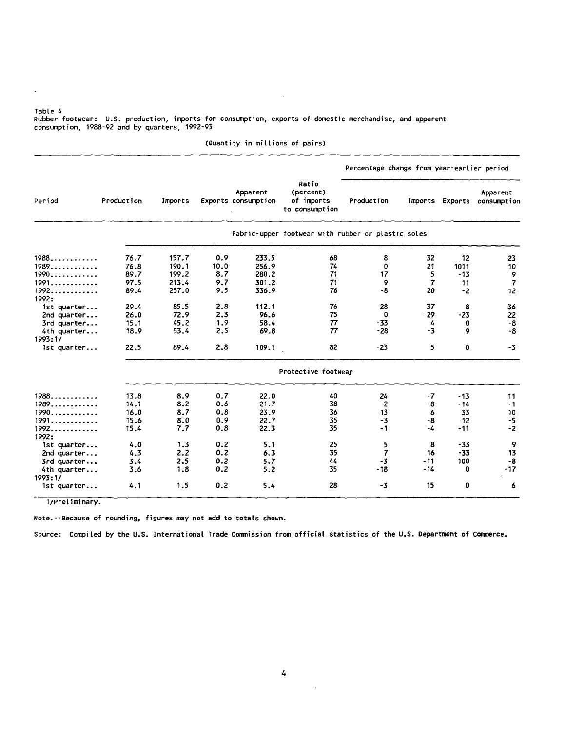Table 4
Rubber footwear: U.S. production, imports for consumption, exports of domestic merchandise, and apparent consumption, 1988-92 and by quarters, 1992-93

(Quantity in millions of pairs)

| Period | Production | Imports | Exports | Apparent consumption | Ratio (percent) of imports to consumption | Percentage change from year-earlier period | | | |
|---|---|---|---|---|---|---|---|---|---|
| | | | | | | Production | Imports | Exports | Apparent consumption |
| | Fabric-upper footwear with rubber or plastic soles | | | | | | | | |
| 1988 | 76.7 | 157.7 | 0.9 | 233.5 | 68 | 8 | 32 | 12 | 23 |
| 1989 | 76.8 | 190.1 | 10.0 | 256.9 | 74 | 0 | 21 | 1011 | 10 |
| 1990 | 89.7 | 199.2 | 8.7 | 280.2 | 71 | 17 | 5 | -13 | 9 |
| 1991 | 97.5 | 213.4 | 9.7 | 301.2 | 71 | 9 | 7 | 11 | 7 |
| 1992 | 89.4 | 257.0 | 9.5 | 336.9 | 76 | -8 | 20 | -2 | 12 |
| 1992: | | | | | | | | | |
| 1st quarter | 29.4 | 85.5 | 2.8 | 112.1 | 76 | 28 | 37 | 8 | 36 |
| 2nd quarter | 26.0 | 72.9 | 2.3 | 96.6 | 75 | 0 | 29 | -23 | 22 |
| 3rd quarter | 15.1 | 45.2 | 1.9 | 58.4 | 77 | -33 | 4 | 0 | -8 |
| 4th quarter | 18.9 | 53.4 | 2.5 | 69.8 | 77 | -28 | -3 | 9 | -8 |
| 1993:1/ | | | | | | | | | |
| 1st quarter | 22.5 | 89.4 | 2.8 | 109.1 | 82 | -23 | 5 | 0 | -3 |
| | Protective footwear | | | | | | | | |
| 1988 | 13.8 | 8.9 | 0.7 | 22.0 | 40 | 24 | -7 | -13 | 11 |
| 1989 | 14.1 | 8.2 | 0.6 | 21.7 | 38 | 2 | -8 | -14 | -1 |
| 1990 | 16.0 | 8.7 | 0.8 | 23.9 | 36 | 13 | 6 | 33 | 10 |
| 1991 | 15.6 | 8.0 | 0.9 | 22.7 | 35 | -3 | -8 | 12 | -5 |
| 1992 | 15.4 | 7.7 | 0.8 | 22.3 | 35 | -1 | -4 | -11 | -2 |
| 1992: | | | | | | | | | |
| 1st quarter | 4.0 | 1.3 | 0.2 | 5.1 | 25 | 5 | 8 | -33 | 9 |
| 2nd quarter | 4.3 | 2.2 | 0.2 | 6.3 | 35 | 7 | 16 | -33 | 13 |
| 3rd quarter | 3.4 | 2.5 | 0.2 | 5.7 | 44 | -3 | -11 | 100 | -8 |
| 4th quarter | 3.6 | 1.8 | 0.2 | 5.2 | 35 | -18 | -14 | 0 | -17 |
| 1993:1/ | | | | | | | | | |
| 1st quarter | 4.1 | 1.5 | 0.2 | 5.4 | 28 | -3 | 15 | 0 | 6 |

1/Preliminary.

Note.--Because of rounding, figures may not add to totals shown.

Source: Compiled by the U.S. International Trade Commission from official statistics of the U.S. Department of Commerce.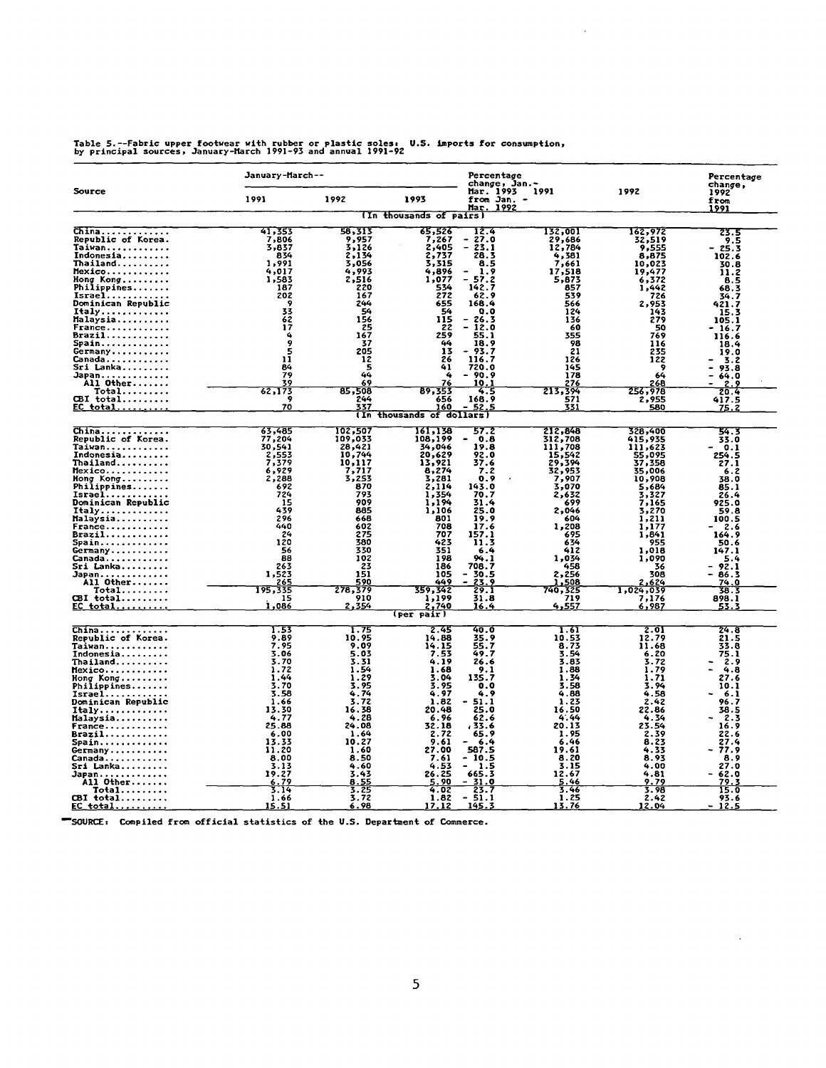Table 5.--Fabric upper footwear with rubber or plastic soles: U.S. imports for consumption, by principal sources, January-March 1991-93 and annual 1991-92

| Source | January-March-- 1991 | 1992 | 1993 | Percentage change, Jan.-Mar. 1993 from Jan.-Mar. 1992 | 1991 | 1992 | Percentage change, 1992 from 1991 |
|---|---|---|---|---|---|---|---|
| | | | (In thousands of pairs) | | | | |
| China | 41,353 | 58,313 | 65,526 | 12.4 | 132,001 | 162,972 | 23.5 |
| Republic of Korea | 7,806 | 9,957 | 7,267 | - 27.0 | 29,686 | 32,519 | 9.5 |
| Taiwan | 3,837 | 3,126 | 2,405 | - 23.1 | 12,784 | 9,555 | - 25.3 |
| Indonesia | 834 | 2,134 | 2,737 | 28.3 | 4,381 | 8,875 | 102.6 |
| Thailand | 1,991 | 3,056 | 3,315 | 8.5 | 7,661 | 10,023 | 30.8 |
| Mexico | 4,017 | 4,993 | 4,896 | - 1.9 | 17,518 | 19,477 | 11.2 |
| Hong Kong | 1,583 | 2,516 | 1,077 | - 57.2 | 5,873 | 6,372 | 8.5 |
| Philippines | 187 | 220 | 534 | 142.7 | 857 | 1,442 | 68.3 |
| Israel | 202 | 167 | 272 | 62.9 | 539 | 726 | 34.7 |
| Dominican Republic | 9 | 244 | 655 | 168.4 | 566 | 2,953 | 421.7 |
| Italy | 33 | 54 | 54 | 0.0 | 124 | 143 | 15.3 |
| Malaysia | 62 | 156 | 115 | - 26.3 | 136 | 279 | 105.1 |
| France | 17 | 25 | 22 | - 12.0 | 60 | 50 | - 16.7 |
| Brazil | 4 | 167 | 259 | 55.1 | 355 | 769 | 116.6 |
| Spain | 9 | 37 | 44 | 18.9 | 98 | 116 | 18.4 |
| Germany | 5 | 205 | 13 | - 93.7 | 21 | 235 | 19.0 |
| Canada | 11 | 12 | 26 | 116.7 | 126 | 122 | - 3.2 |
| Sri Lanka | 84 | 5 | 41 | 720.0 | 145 | 9 | - 93.8 |
| Japan | 79 | 44 | 4 | - 90.9 | 178 | 64 | - 64.0 |
| All Other | 39 | 69 | 76 | 10.1 | 276 | 268 | - 2.9 |
| Total | 62,173 | 85,508 | 89,353 | 4.5 | 213,394 | 256,978 | 20.4 |
| CBI total | 9 | 244 | 656 | 168.9 | 571 | 2,955 | 417.5 |
| EC total | 70 | 337 | 160 | - 52.5 | 331 | 580 | 75.2 |
| | | | (In thousands of dollars) | | | | |
| China | 63,485 | 102,507 | 161,138 | 57.2 | 212,848 | 328,400 | 54.3 |
| Republic of Korea | 77,204 | 109,033 | 108,199 | - 0.8 | 312,708 | 415,935 | 33.0 |
| Taiwan | 30,541 | 28,421 | 34,046 | 19.8 | 111,708 | 111,623 | - 0.1 |
| Indonesia | 2,553 | 10,744 | 20,629 | 92.0 | 15,542 | 55,095 | 254.5 |
| Thailand | 7,379 | 10,117 | 13,921 | 37.6 | 29,394 | 37,358 | 27.1 |
| Mexico | 6,929 | 7,717 | 8,274 | 7.2 | 32,953 | 35,006 | 6.2 |
| Hong Kong | 2,288 | 3,253 | 3,281 | 0.9 | 7,907 | 10,908 | 38.0 |
| Philippines | 692 | 870 | 2,114 | 143.0 | 3,070 | 5,684 | 85.1 |
| Israel | 724 | 793 | 1,354 | 70.7 | 2,632 | 3,327 | 26.4 |
| Dominican Republic | 15 | 909 | 1,194 | 31.4 | 699 | 7,165 | 925.0 |
| Italy | 439 | 885 | 1,106 | 25.0 | 2,046 | 3,270 | 59.8 |
| Malaysia | 296 | 668 | 801 | 19.9 | 604 | 1,211 | 100.5 |
| France | 440 | 602 | 708 | 17.6 | 1,208 | 1,177 | - 2.6 |
| Brazil | 24 | 275 | 707 | 157.1 | 695 | 1,841 | 164.9 |
| Spain | 120 | 380 | 423 | 11.3 | 634 | 955 | 50.6 |
| Germany | 56 | 330 | 351 | 6.4 | 412 | 1,018 | 147.1 |
| Canada | 88 | 102 | 198 | 94.1 | 1,034 | 1,090 | 5.4 |
| Sri Lanka | 263 | 23 | 186 | 708.7 | 458 | 36 | - 92.1 |
| Japan | 1,523 | 151 | 105 | - 30.5 | 2,256 | 308 | - 86.3 |
| All Other | 265 | 590 | 449 | - 23.9 | 1,508 | 2,624 | 74.0 |
| Total | 195,335 | 278,379 | 359,342 | 29.1 | 740,325 | 1,024,039 | 38.3 |
| CBI total | 15 | 910 | 1,199 | 31.8 | 719 | 7,176 | 898.1 |
| EC total | 1,086 | 2,354 | 2,740 | 16.4 | 4,557 | 6,987 | 53.3 |
| | | | (per pair) | | | | |
| China | 1.53 | 1.75 | 2.45 | 40.0 | 1.61 | 2.01 | 24.8 |
| Republic of Korea | 9.89 | 10.95 | 14.88 | 35.9 | 10.53 | 12.79 | 21.5 |
| Taiwan | 7.95 | 9.09 | 14.15 | 55.7 | 8.73 | 11.68 | 33.8 |
| Indonesia | 3.06 | 5.03 | 7.53 | 49.7 | 3.54 | 6.20 | 75.1 |
| Thailand | 3.70 | 3.31 | 4.19 | 26.6 | 3.83 | 3.72 | - 2.9 |
| Mexico | 1.72 | 1.54 | 1.68 | 9.1 | 1.88 | 1.79 | - 4.8 |
| Hong Kong | 1.44 | 1.29 | 3.04 | 135.7 | 1.34 | 1.71 | 27.6 |
| Philippines | 3.70 | 3.95 | 3.95 | 0.0 | 3.58 | 3.94 | 10.1 |
| Israel | 3.58 | 4.74 | 4.97 | 4.9 | 4.88 | 4.58 | - 6.1 |
| Dominican Republic | 1.66 | 3.72 | 1.82 | - 51.1 | 1.23 | 2.42 | 96.7 |
| Italy | 13.30 | 16.38 | 20.48 | 25.0 | 16.50 | 22.86 | 38.5 |
| Malaysia | 4.77 | 4.28 | 6.96 | 62.6 | 4.44 | 4.34 | - 2.3 |
| France | 25.88 | 24.08 | 32.18 | 33.6 | 20.13 | 23.54 | 16.9 |
| Brazil | 6.00 | 1.64 | 2.72 | 65.9 | 1.95 | 2.39 | 22.6 |
| Spain | 13.33 | 10.27 | 9.61 | - 6.4 | 6.46 | 8.23 | 27.4 |
| Germany | 11.20 | 1.60 | 27.00 | 587.5 | 19.61 | 4.33 | - 77.9 |
| Canada | 8.00 | 8.50 | 7.61 | - 10.5 | 8.20 | 8.93 | 8.9 |
| Sri Lanka | 3.13 | 4.60 | 4.53 | - 1.5 | 3.15 | 4.00 | 27.0 |
| Japan | 19.27 | 3.43 | 26.25 | 665.3 | 12.67 | 4.81 | - 62.0 |
| All Other | 6.79 | 8.55 | 5.90 | - 31.0 | 5.46 | 9.79 | 79.3 |
| Total | 3.14 | 3.25 | 4.02 | 23.7 | 3.46 | 3.98 | 15.0 |
| CBI total | 1.66 | 3.72 | 1.82 | - 51.1 | 1.25 | 2.42 | 93.6 |
| EC total | 15.51 | 6.98 | 17.12 | 145.3 | 13.76 | 12.04 | - 12.5 |

SOURCE: Compiled from official statistics of the U.S. Department of Commerce.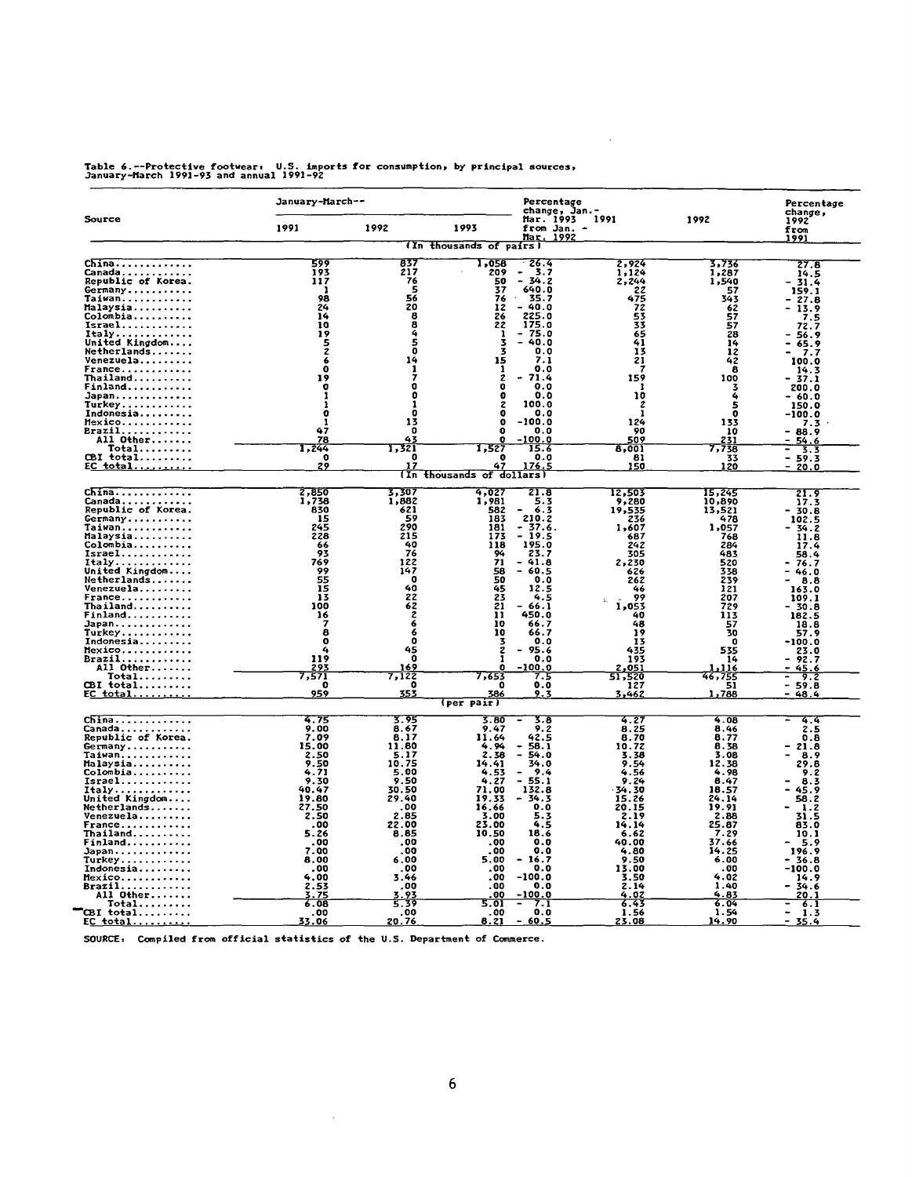Table 6.--Protective footwear: U.S. imports for consumption, by principal sources, January-March 1991-93 and annual 1991-92

| Source | January-March-- 1991 | 1992 | 1993 | Percentage change, Jan.-Mar. 1993 from Jan.-Mar. 1992 | 1991 | 1992 | Percentage change, 1992 from 1991 |
|---|---|---|---|---|---|---|---|
| | | | (In thousands of pairs) | | | | |
| China | 599 | 837 | 1,058 | 26.4 | 2,924 | 3,736 | 27.8 |
| Canada | 193 | 217 | 209 | - 3.7 | 1,124 | 1,287 | 14.5 |
| Republic of Korea | 117 | 76 | 50 | - 34.2 | 2,244 | 1,540 | - 31.4 |
| Germany | 1 | 5 | 37 | 640.0 | 22 | 57 | 159.1 |
| Taiwan | 98 | 56 | 76 | 35.7 | 475 | 343 | - 27.8 |
| Malaysia | 24 | 20 | 12 | - 40.0 | 72 | 62 | - 13.9 |
| Colombia | 14 | 8 | 26 | 225.0 | 53 | 57 | 7.5 |
| Israel | 10 | 8 | 22 | 175.0 | 33 | 57 | 72.7 |
| Italy | 19 | 4 | 1 | - 75.0 | 65 | 28 | - 56.9 |
| United Kingdom | 5 | 5 | 3 | - 40.0 | 41 | 14 | - 65.9 |
| Netherlands | 2 | 0 | 3 | 0.0 | 13 | 12 | - 7.7 |
| Venezuela | 6 | 14 | 15 | 7.1 | 21 | 42 | 100.0 |
| France | 0 | 1 | 1 | 0.0 | 7 | 8 | 14.3 |
| Thailand | 19 | 7 | 2 | - 71.4 | 159 | 100 | - 37.1 |
| Finland | 0 | 0 | 0 | 0.0 | 1 | 3 | 200.0 |
| Japan | 1 | 0 | 0 | 0.0 | 10 | 4 | - 60.0 |
| Turkey | 1 | 1 | 2 | 100.0 | 2 | 5 | 150.0 |
| Indonesia | 0 | 0 | 0 | 0.0 | 1 | 0 | -100.0 |
| Mexico | 1 | 13 | 0 | -100.0 | 124 | 133 | 7.3 |
| Brazil | 47 | 0 | 0 | 0.0 | 90 | 10 | - 88.9 |
| All Other | 78 | 43 | 0 | -100.0 | 509 | 231 | - 54.6 |
| Total | 1,244 | 1,321 | 1,527 | 15.6 | 8,001 | 7,738 | - 3.3 |
| CBI total | 0 | 0 | 0 | 0.0 | 81 | 33 | - 59.3 |
| EC total | 29 | 17 | 47 | 176.5 | 150 | 120 | - 20.0 |
| | | | (In thousands of dollars) | | | | |
| China | 2,850 | 3,307 | 4,027 | 21.8 | 12,503 | 15,245 | 21.9 |
| Canada | 1,738 | 1,882 | 1,981 | 5.3 | 9,280 | 10,890 | 17.3 |
| Republic of Korea | 830 | 621 | 582 | - 6.3 | 19,535 | 13,521 | - 30.8 |
| Germany | 15 | 59 | 183 | 210.2 | 236 | 478 | 102.5 |
| Taiwan | 245 | 290 | 181 | - 37.6 | 1,607 | 1,057 | - 34.2 |
| Malaysia | 228 | 215 | 173 | - 19.5 | 687 | 768 | 11.8 |
| Colombia | 66 | 40 | 118 | 195.0 | 242 | 284 | 17.4 |
| Israel | 93 | 76 | 94 | 23.7 | 305 | 483 | 58.4 |
| Italy | 769 | 122 | 71 | - 41.8 | 2,230 | 520 | - 76.7 |
| United Kingdom | 99 | 147 | 58 | - 60.5 | 626 | 338 | - 46.0 |
| Netherlands | 55 | 0 | 50 | 0.0 | 262 | 239 | - 8.8 |
| Venezuela | 15 | 40 | 45 | 12.5 | 46 | 121 | 163.0 |
| France | 13 | 22 | 23 | 4.5 | 99 | 207 | 109.1 |
| Thailand | 100 | 62 | 21 | - 66.1 | 1,053 | 729 | - 30.8 |
| Finland | 16 | 2 | 11 | 450.0 | 40 | 113 | 182.5 |
| Japan | 7 | 6 | 10 | 66.7 | 48 | 57 | 18.8 |
| Turkey | 8 | 6 | 10 | 66.7 | 19 | 30 | 57.9 |
| Indonesia | 0 | 0 | 3 | 0.0 | 13 | 0 | -100.0 |
| Mexico | 4 | 45 | 2 | - 95.6 | 435 | 535 | 23.0 |
| Brazil | 119 | 0 | 1 | 0.0 | 193 | 14 | - 92.7 |
| All Other | 293 | 169 | 0 | -100.0 | 2,051 | 1,116 | - 45.6 |
| Total | 7,571 | 7,122 | 7,653 | 7.5 | 51,520 | 46,755 | - 9.2 |
| CBI total | 0 | 0 | 0 | 0.0 | 127 | 51 | - 59.8 |
| EC total | 959 | 353 | 386 | 9.3 | 3,462 | 1,788 | - 48.4 |
| | | | (per pair) | | | | |
| China | 4.75 | 3.95 | 3.80 | - 3.8 | 4.27 | 4.08 | - 4.4 |
| Canada | 9.00 | 8.67 | 9.47 | 9.2 | 8.25 | 8.46 | 2.5 |
| Republic of Korea | 7.09 | 8.17 | 11.64 | 42.5 | 8.70 | 8.77 | 0.8 |
| Germany | 15.00 | 11.80 | 4.94 | - 58.1 | 10.72 | 8.38 | - 21.8 |
| Taiwan | 2.50 | 5.17 | 2.38 | - 54.0 | 3.38 | 3.08 | - 8.9 |
| Malaysia | 9.50 | 10.75 | 14.41 | 34.0 | 9.54 | 12.38 | 29.8 |
| Colombia | 4.71 | 5.00 | 4.53 | - 9.4 | 4.56 | 4.98 | 9.2 |
| Israel | 9.30 | 9.50 | 4.27 | - 55.1 | 9.24 | 8.47 | - 8.3 |
| Italy | 40.47 | 30.50 | 71.00 | 132.8 | 34.30 | 18.57 | - 45.9 |
| United Kingdom | 19.80 | 29.40 | 19.33 | - 34.3 | 15.26 | 24.14 | 58.2 |
| Netherlands | 27.50 | .00 | 16.66 | 0.0 | 20.15 | 19.91 | - 1.2 |
| Venezuela | 2.50 | 2.85 | 3.00 | 5.3 | 2.19 | 2.88 | 31.5 |
| France | .00 | 22.00 | 23.00 | 4.5 | 14.14 | 25.87 | 83.0 |
| Thailand | 5.26 | 8.85 | 10.50 | 18.6 | 6.62 | 7.29 | 10.1 |
| Finland | .00 | .00 | .00 | 0.0 | 40.00 | 37.66 | - 5.9 |
| Japan | 7.00 | .00 | .00 | 0.0 | 4.80 | 14.25 | 196.9 |
| Turkey | 8.00 | 6.00 | 5.00 | - 16.7 | 9.50 | 6.00 | - 36.8 |
| Indonesia | .00 | .00 | .00 | 0.0 | 13.00 | .00 | -100.0 |
| Mexico | 4.00 | 3.46 | .00 | -100.0 | 3.50 | 4.02 | 14.9 |
| Brazil | 2.53 | .00 | .00 | 0.0 | 2.14 | 1.40 | - 34.6 |
| All Other | 3.75 | 3.93 | .00 | -100.0 | 4.02 | 4.83 | 20.1 |
| Total | 6.08 | 5.39 | 5.01 | - 7.1 | 6.43 | 6.04 | - 6.1 |
| CBI total | .00 | .00 | .00 | 0.0 | 1.56 | 1.54 | - 1.3 |
| EC total | 33.06 | 20.76 | 8.21 | - 60.5 | 23.08 | 14.90 | - 35.4 |

SOURCE: Compiled from official statistics of the U.S. Department of Commerce.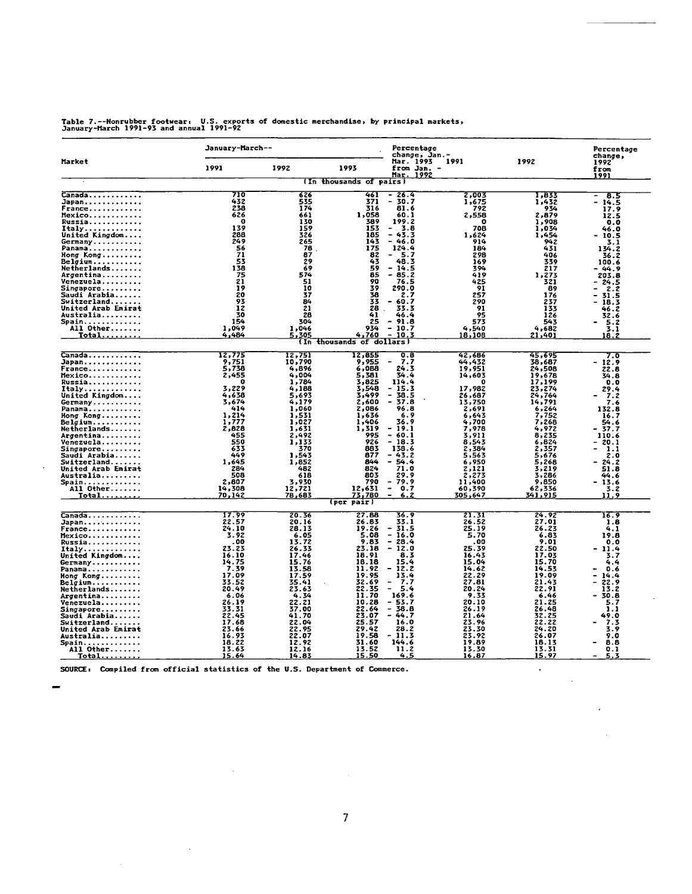Table 7.--Nonrubber footwear: U.S. exports of domestic merchandise, by principal markets, January-March 1991-93 and annual 1991-92

| Market | January-March-- 1991 | 1992 | 1993 | Percentage change, Jan.-Mar. 1993 from Jan.-Mar. 1992 | 1991 | 1992 | Percentage change, 1992 from 1991 |
|---|---|---|---|---|---|---|---|
| | (In thousands of pairs) | | | | | | |
| Canada | 710 | 626 | 461 | - 26.4 | 2,003 | 1,833 | - 8.5 |
| Japan | 432 | 535 | 371 | - 30.7 | 1,675 | 1,432 | - 14.5 |
| France | 238 | 174 | 316 | 81.6 | 792 | 934 | 17.9 |
| Mexico | 626 | 661 | 1,058 | 60.1 | 2,558 | 2,879 | 12.5 |
| Russia | 0 | 130 | 389 | 199.2 | 0 | 1,908 | 0.0 |
| Italy | 139 | 159 | 153 | - 3.8 | 708 | 1,034 | 46.0 |
| United Kingdom | 288 | 326 | 185 | - 43.3 | 1,624 | 1,454 | - 10.5 |
| Germany | 249 | 265 | 143 | - 46.0 | 914 | 942 | 3.1 |
| Panama | 56 | 78 | 175 | 124.4 | 184 | 431 | 134.2 |
| Hong Kong | 71 | 87 | 82 | - 5.7 | 298 | 406 | 36.2 |
| Belgium | 53 | 29 | 43 | 48.3 | 169 | 339 | 100.6 |
| Netherlands | 138 | 69 | 59 | - 14.5 | 394 | 217 | - 44.9 |
| Argentina | 75 | 574 | 85 | - 85.2 | 419 | 1,273 | 203.8 |
| Venezuela | 21 | 51 | 90 | 76.5 | 425 | 321 | - 24.5 |
| Singapore | 19 | 10 | 39 | 290.0 | 91 | 89 | - 2.2 |
| Saudi Arabia | 20 | 37 | 38 | 2.7 | 257 | 176 | - 31.5 |
| Switzerland | 93 | 84 | 33 | - 60.7 | 290 | 237 | - 18.3 |
| United Arab Emirat | 12 | 21 | 28 | 33.3 | 91 | 133 | 46.2 |
| Australia | 30 | 28 | 41 | 46.4 | 95 | 126 | 32.6 |
| Spain | 154 | 304 | 25 | - 91.8 | 573 | 543 | - 5.2 |
| All Other | 1,049 | 1,046 | 934 | - 10.7 | 4,540 | 4,682 | 3.1 |
| Total | 4,484 | 5,305 | 4,760 | - 10.3 | 18,108 | 21,401 | 18.2 |
| | (In thousands of dollars) | | | | | | |
| Canada | 12,775 | 12,751 | 12,855 | 0.8 | 42,686 | 45,695 | 7.0 |
| Japan | 9,751 | 10,790 | 9,955 | - 7.7 | 44,432 | 38,687 | - 12.9 |
| France | 5,738 | 4,896 | 6,088 | 24.3 | 19,951 | 24,508 | 22.8 |
| Mexico | 2,455 | 4,004 | 5,381 | 34.4 | 14,603 | 19,678 | 34.8 |
| Russia | 0 | 1,784 | 3,825 | 114.4 | 0 | 17,199 | 0.0 |
| Italy | 3,229 | 4,188 | 3,548 | - 15.3 | 17,982 | 23,274 | 29.4 |
| United Kingdom | 4,638 | 5,693 | 3,499 | - 38.5 | 26,687 | 24,764 | - 7.2 |
| Germany | 3,674 | 4,179 | 2,600 | - 37.8 | 13,750 | 14,791 | 7.6 |
| Panama | 414 | 1,060 | 2,086 | 96.8 | 2,691 | 6,264 | 132.8 |
| Hong Kong | 1,214 | 1,531 | 1,636 | 6.9 | 6,643 | 7,752 | 16.7 |
| Belgium | 1,777 | 1,027 | 1,406 | 36.9 | 4,700 | 7,268 | 54.6 |
| Netherlands | 2,828 | 1,631 | 1,319 | - 19.1 | 7,978 | 4,972 | - 37.7 |
| Argentina | 455 | 2,492 | 995 | - 60.1 | 3,911 | 8,235 | 110.6 |
| Venezuela | 550 | 1,133 | 926 | - 18.3 | 8,543 | 6,824 | - 20.1 |
| Singapore | 633 | 370 | 883 | 138.6 | 2,384 | 2,357 | - 1.1 |
| Saudi Arabia | 449 | 1,543 | 877 | - 43.2 | 5,563 | 5,676 | 2.0 |
| Switzerland | 1,645 | 1,852 | 844 | - 54.4 | 6,950 | 5,268 | - 24.2 |
| United Arab Emirat | 284 | 482 | 824 | 71.0 | 2,121 | 3,219 | 51.8 |
| Australia | 508 | 618 | 803 | 29.9 | 2,273 | 3,286 | 44.6 |
| Spain | 2,807 | 3,930 | 790 | - 79.9 | 11,400 | 9,850 | - 13.6 |
| All Other | 14,308 | 12,721 | 12,631 | - 0.7 | 60,390 | 62,336 | 3.2 |
| Total | 70,142 | 78,683 | 73,780 | - 6.2 | 305,647 | 341,915 | 11.9 |
| | (per pair) | | | | | | |
| Canada | 17.99 | 20.36 | 27.88 | 36.9 | 21.31 | 24.92 | 16.9 |
| Japan | 22.57 | 20.16 | 26.83 | 33.1 | 26.52 | 27.01 | 1.8 |
| France | 24.10 | 28.13 | 19.26 | - 31.5 | 25.19 | 26.23 | 4.1 |
| Mexico | 3.92 | 6.05 | 5.08 | - 16.0 | 5.70 | 6.83 | 19.8 |
| Russia | .00 | 13.72 | 9.83 | - 28.4 | .00 | 9.01 | 0.0 |
| Italy | 23.23 | 26.33 | 23.18 | - 12.0 | 25.39 | 22.50 | - 11.4 |
| United Kingdom | 16.10 | 17.46 | 18.91 | 8.3 | 16.43 | 17.03 | 3.7 |
| Germany | 14.75 | 15.76 | 18.18 | 15.4 | 15.04 | 15.70 | 4.4 |
| Panama | 7.39 | 13.58 | 11.92 | - 12.2 | 14.62 | 14.53 | - 0.6 |
| Hong Kong | 17.09 | 17.59 | 19.95 | 13.4 | 22.29 | 19.09 | - 14.4 |
| Belgium | 33.52 | 35.41 | 32.69 | - 7.7 | 27.81 | 21.43 | - 22.9 |
| Netherlands | 20.49 | 23.63 | 22.35 | - 5.4 | 20.24 | 22.91 | 13.2 |
| Argentina | 6.06 | 4.34 | 11.70 | 169.6 | 9.33 | 6.46 | - 30.8 |
| Venezuela | 26.19 | 22.21 | 10.28 | - 53.7 | 20.10 | 21.25 | 5.7 |
| Singapore | 33.31 | 37.00 | 22.64 | - 38.8 | 26.19 | 26.48 | 1.1 |
| Saudi Arabia | 22.45 | 41.70 | 23.07 | - 44.7 | 21.64 | 32.25 | 49.0 |
| Switzerland | 17.68 | 22.04 | 25.57 | 16.0 | 23.96 | 22.22 | - 7.3 |
| United Arab Emirat | 23.66 | 22.95 | 29.42 | 28.2 | 23.30 | 24.20 | 3.9 |
| Australia | 16.93 | 22.07 | 19.58 | - 11.3 | 23.92 | 26.07 | 9.0 |
| Spain | 18.22 | 12.92 | 31.60 | 144.6 | 19.89 | 18.13 | - 8.8 |
| All Other | 13.63 | 12.16 | 13.52 | 11.2 | 13.30 | 13.31 | 0.1 |
| Total | 15.64 | 14.83 | 15.50 | 4.5 | 16.87 | 15.97 | - 5.3 |

**SOURCE:** Compiled from official statistics of the U.S. Department of Commerce.